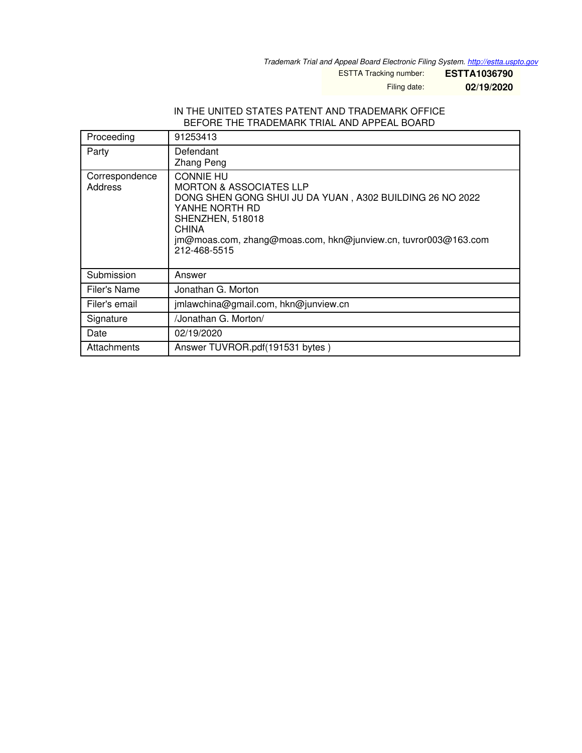*Trademark Trial and Appeal Board Electronic Filing System. http://estta.uspto.gov*

ESTTA Tracking number: **ESTTA1036790**

Filing date: **02/19/2020**

IN THE UNITED STATES PATENT AND TRADEMARK OFFICE
BEFORE THE TRADEMARK TRIAL AND APPEAL BOARD

| Proceeding | 91253413 |
|---|---|
| Party | Defendant<br>Zhang Peng |
| Correspondence Address | CONNIE HU<br>MORTON & ASSOCIATES LLP<br>DONG SHEN GONG SHUI JU DA YUAN , A302 BUILDING 26 NO 2022 YANHE NORTH RD<br>SHENZHEN, 518018<br>CHINA<br>jm@moas.com, zhang@moas.com, hkn@junview.cn, tuvror003@163.com<br>212-468-5515 |
| Submission | Answer |
| Filer's Name | Jonathan G. Morton |
| Filer's email | jmlawchina@gmail.com, hkn@junview.cn |
| Signature | /Jonathan G. Morton/ |
| Date | 02/19/2020 |
| Attachments | Answer TUVROR.pdf(191531 bytes ) |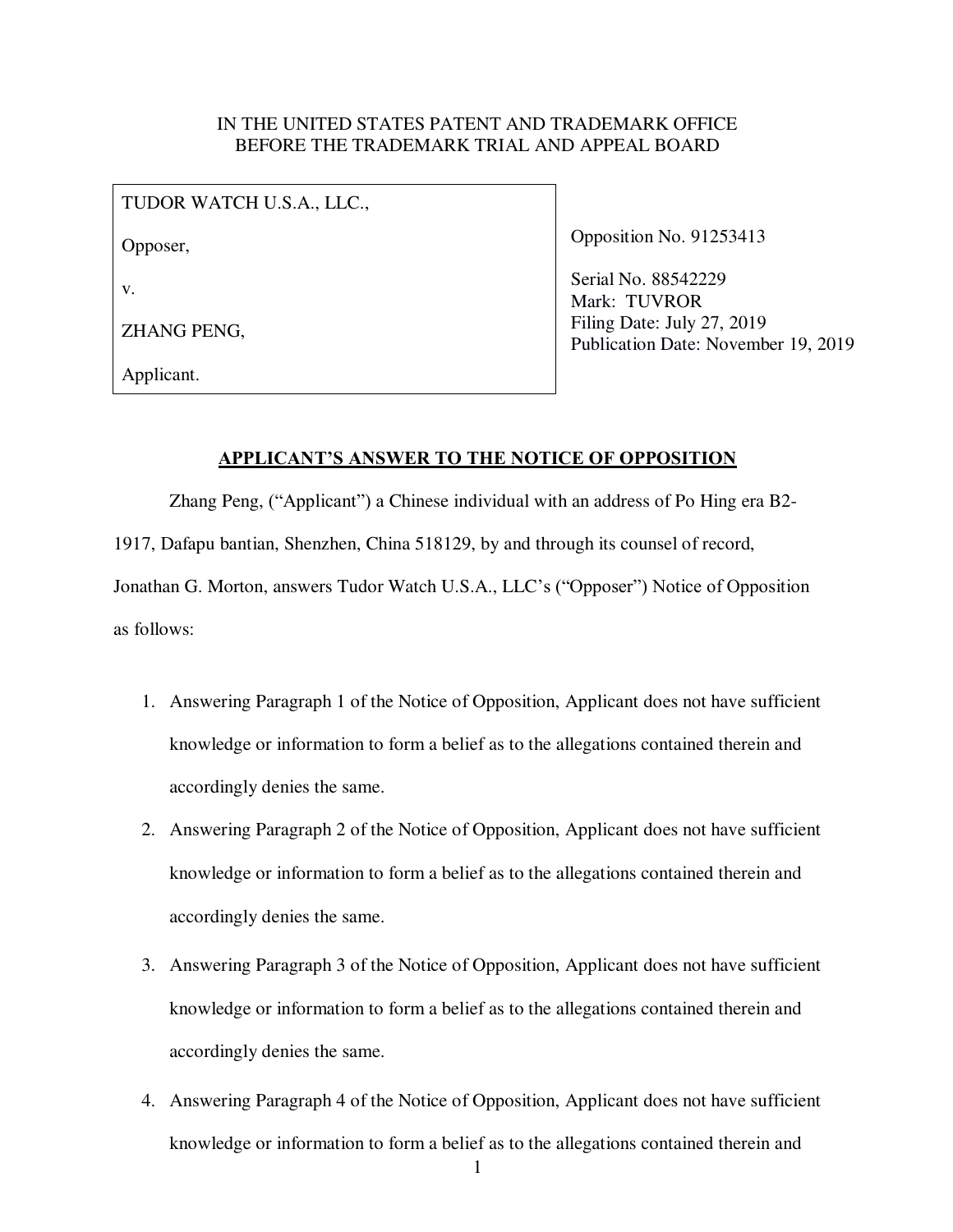IN THE UNITED STATES PATENT AND TRADEMARK OFFICE
BEFORE THE TRADEMARK TRIAL AND APPEAL BOARD

| | |
|---|---|
| TUDOR WATCH U.S.A., LLC.,<br><br>Opposer,<br><br>v.<br><br>ZHANG PENG,<br><br>Applicant. | Opposition No. 91253413<br><br>Serial No. 88542229<br>Mark: TUVROR<br>Filing Date: July 27, 2019<br>Publication Date: November 19, 2019 |

## APPLICANT'S ANSWER TO THE NOTICE OF OPPOSITION

Zhang Peng, ("Applicant") a Chinese individual with an address of Po Hing era B2-1917, Dafapu bantian, Shenzhen, China 518129, by and through its counsel of record, Jonathan G. Morton, answers Tudor Watch U.S.A., LLC's ("Opposer") Notice of Opposition as follows:

1. Answering Paragraph 1 of the Notice of Opposition, Applicant does not have sufficient knowledge or information to form a belief as to the allegations contained therein and accordingly denies the same.
2. Answering Paragraph 2 of the Notice of Opposition, Applicant does not have sufficient knowledge or information to form a belief as to the allegations contained therein and accordingly denies the same.
3. Answering Paragraph 3 of the Notice of Opposition, Applicant does not have sufficient knowledge or information to form a belief as to the allegations contained therein and accordingly denies the same.
4. Answering Paragraph 4 of the Notice of Opposition, Applicant does not have sufficient knowledge or information to form a belief as to the allegations contained therein and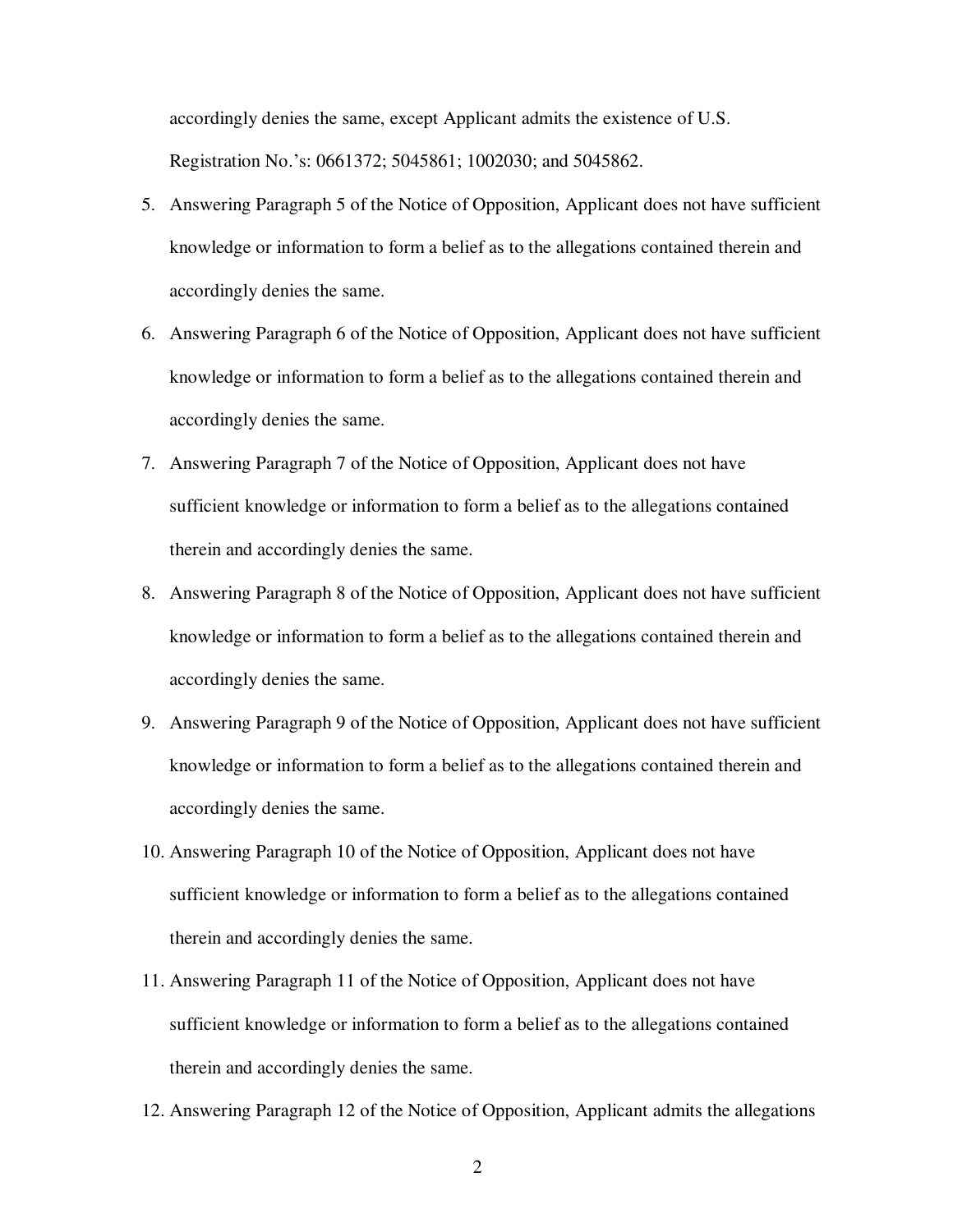accordingly denies the same, except Applicant admits the existence of U.S. Registration No.'s: 0661372; 5045861; 1002030; and 5045862.

5. Answering Paragraph 5 of the Notice of Opposition, Applicant does not have sufficient knowledge or information to form a belief as to the allegations contained therein and accordingly denies the same.
6. Answering Paragraph 6 of the Notice of Opposition, Applicant does not have sufficient knowledge or information to form a belief as to the allegations contained therein and accordingly denies the same.
7. Answering Paragraph 7 of the Notice of Opposition, Applicant does not have sufficient knowledge or information to form a belief as to the allegations contained therein and accordingly denies the same.
8. Answering Paragraph 8 of the Notice of Opposition, Applicant does not have sufficient knowledge or information to form a belief as to the allegations contained therein and accordingly denies the same.
9. Answering Paragraph 9 of the Notice of Opposition, Applicant does not have sufficient knowledge or information to form a belief as to the allegations contained therein and accordingly denies the same.
10. Answering Paragraph 10 of the Notice of Opposition, Applicant does not have sufficient knowledge or information to form a belief as to the allegations contained therein and accordingly denies the same.
11. Answering Paragraph 11 of the Notice of Opposition, Applicant does not have sufficient knowledge or information to form a belief as to the allegations contained therein and accordingly denies the same.
12. Answering Paragraph 12 of the Notice of Opposition, Applicant admits the allegations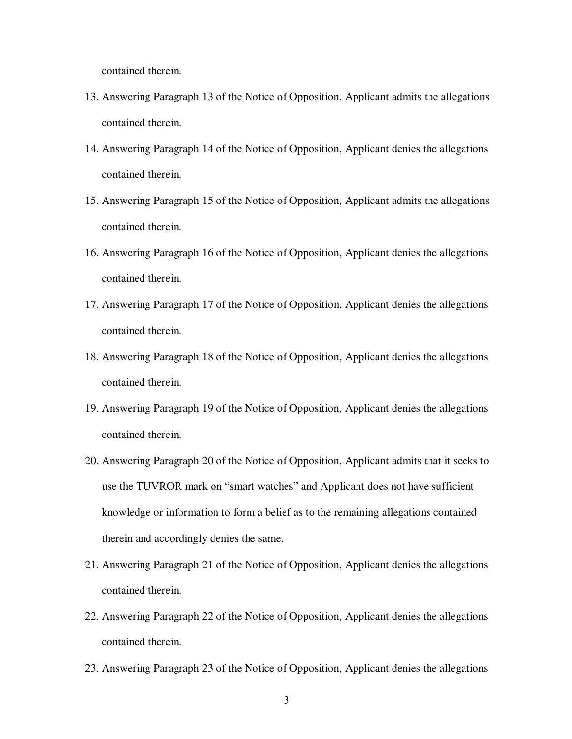contained therein.

13. Answering Paragraph 13 of the Notice of Opposition, Applicant admits the allegations contained therein.
14. Answering Paragraph 14 of the Notice of Opposition, Applicant denies the allegations contained therein.
15. Answering Paragraph 15 of the Notice of Opposition, Applicant admits the allegations contained therein.
16. Answering Paragraph 16 of the Notice of Opposition, Applicant denies the allegations contained therein.
17. Answering Paragraph 17 of the Notice of Opposition, Applicant denies the allegations contained therein.
18. Answering Paragraph 18 of the Notice of Opposition, Applicant denies the allegations contained therein.
19. Answering Paragraph 19 of the Notice of Opposition, Applicant denies the allegations contained therein.
20. Answering Paragraph 20 of the Notice of Opposition, Applicant admits that it seeks to use the TUVROR mark on "smart watches" and Applicant does not have sufficient knowledge or information to form a belief as to the remaining allegations contained therein and accordingly denies the same.
21. Answering Paragraph 21 of the Notice of Opposition, Applicant denies the allegations contained therein.
22. Answering Paragraph 22 of the Notice of Opposition, Applicant denies the allegations contained therein.
23. Answering Paragraph 23 of the Notice of Opposition, Applicant denies the allegations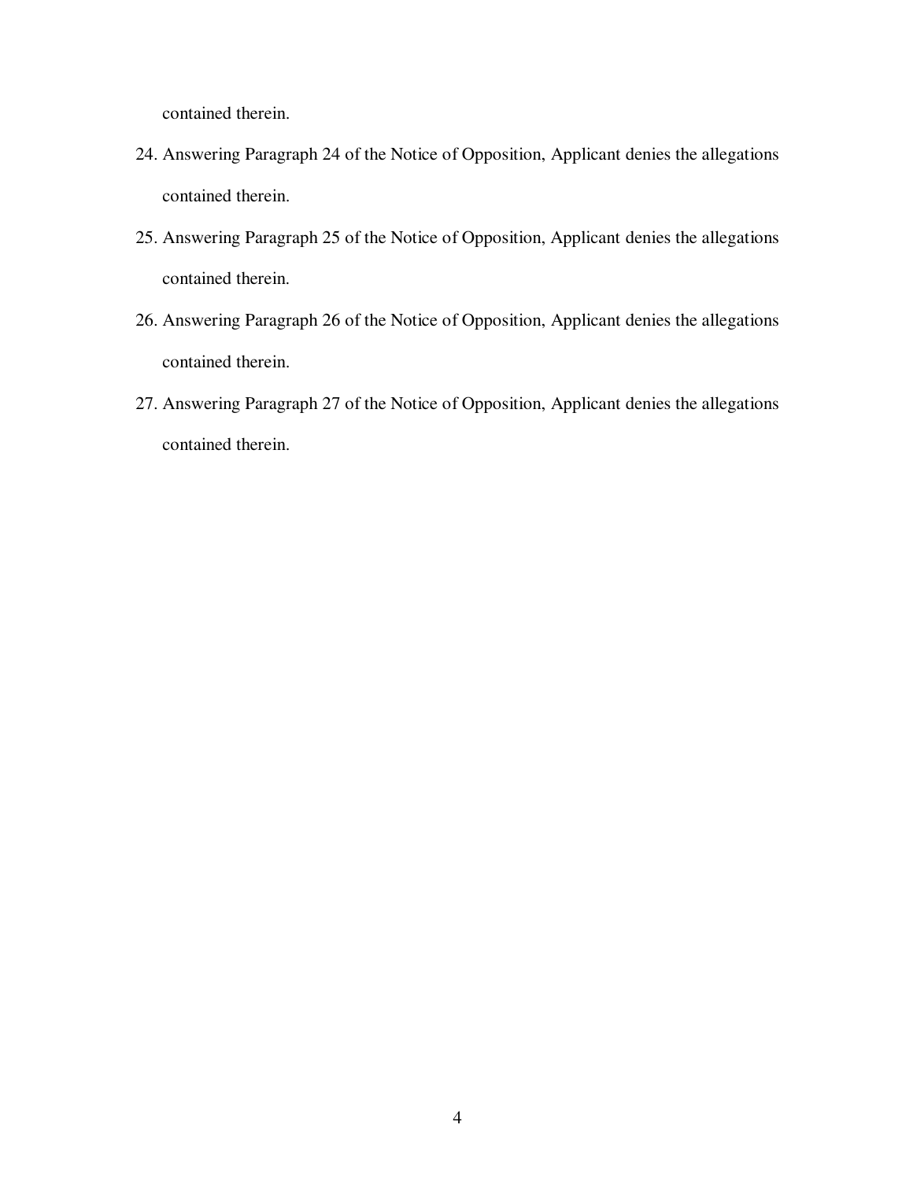contained therein.

24. Answering Paragraph 24 of the Notice of Opposition, Applicant denies the allegations contained therein.
25. Answering Paragraph 25 of the Notice of Opposition, Applicant denies the allegations contained therein.
26. Answering Paragraph 26 of the Notice of Opposition, Applicant denies the allegations contained therein.
27. Answering Paragraph 27 of the Notice of Opposition, Applicant denies the allegations contained therein.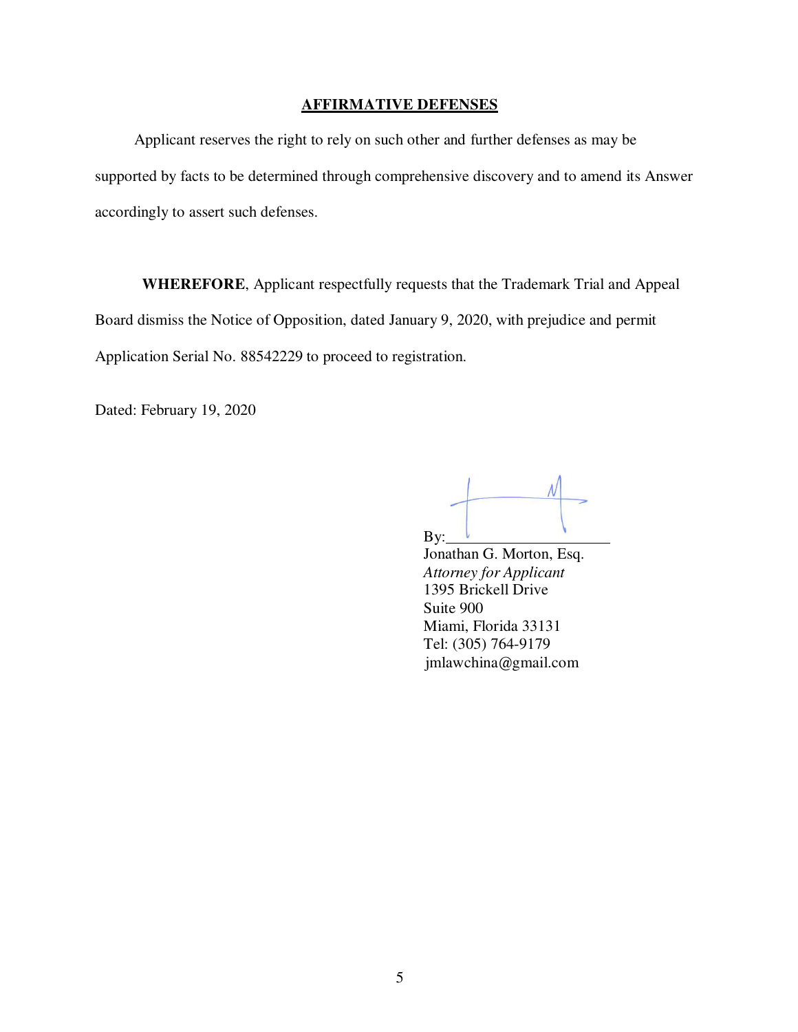## AFFIRMATIVE DEFENSES

Applicant reserves the right to rely on such other and further defenses as may be supported by facts to be determined through comprehensive discovery and to amend its Answer accordingly to assert such defenses.

**WHEREFORE**, Applicant respectfully requests that the Trademark Trial and Appeal Board dismiss the Notice of Opposition, dated January 9, 2020, with prejudice and permit Application Serial No. 88542229 to proceed to registration.

Dated: February 19, 2020

By:\_\_\_\_\_\_\_\_\_\_\_\_\_\_\_\_\_\_\_\_\_\_
Jonathan G. Morton, Esq.
*Attorney for Applicant*
1395 Brickell Drive
Suite 900
Miami, Florida 33131
Tel: (305) 764-9179
jmlawchina@gmail.com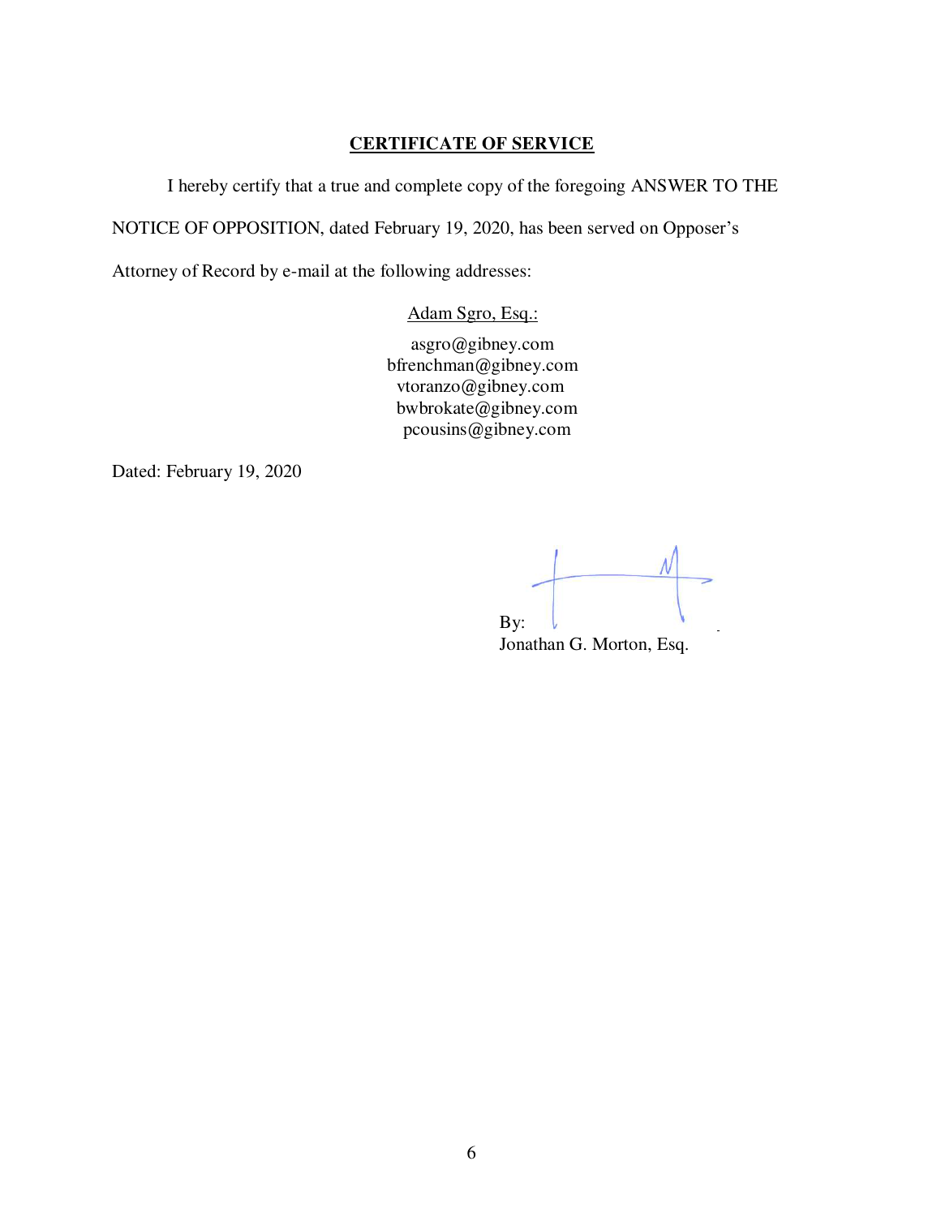## CERTIFICATE OF SERVICE

I hereby certify that a true and complete copy of the foregoing ANSWER TO THE NOTICE OF OPPOSITION, dated February 19, 2020, has been served on Opposer's Attorney of Record by e-mail at the following addresses:

Adam Sgro, Esq.:

asgro@gibney.com
bfrenchman@gibney.com
vtoranzo@gibney.com
bwbrokate@gibney.com
pcousins@gibney.com

Dated: February 19, 2020

By:
Jonathan G. Morton, Esq.